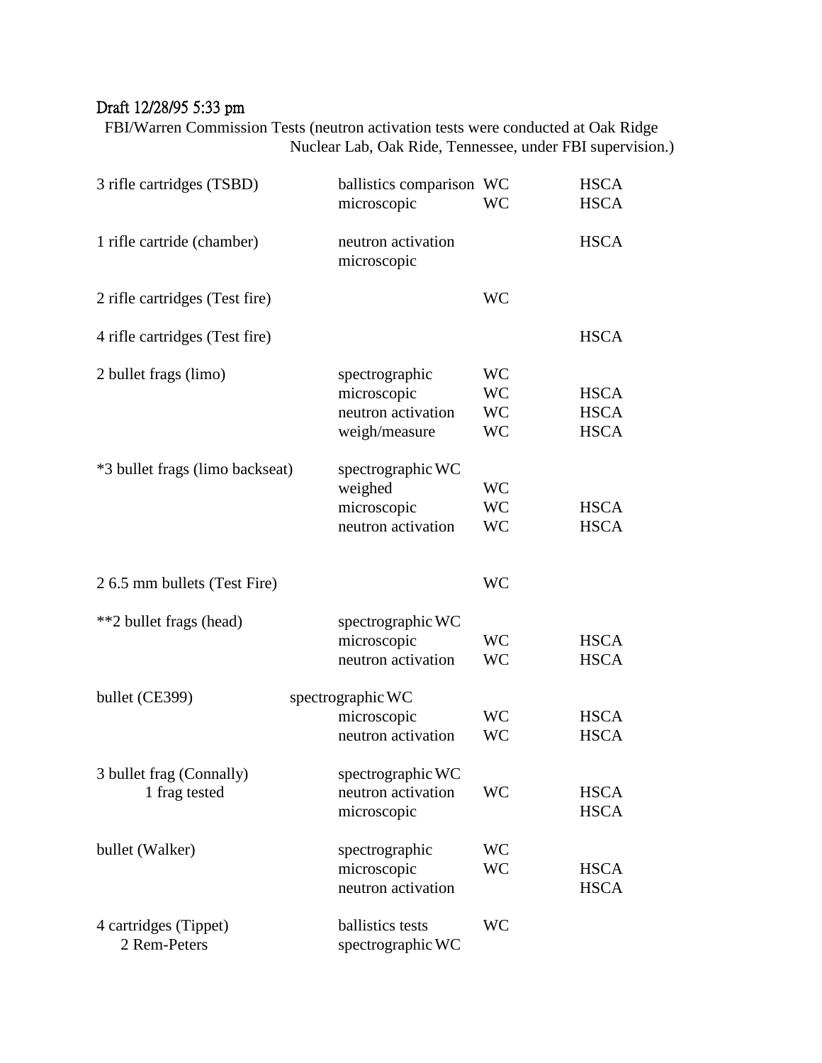Draft 12/28/95 5:33 pm

FBI/Warren Commission Tests (neutron activation tests were conducted at Oak Ridge Nuclear Lab, Oak Ride, Tennessee, under FBI supervision.)

| Item | Test | WC | HSCA |
|---|---|---|---|
| 3 rifle cartridges (TSBD) | ballistics comparison | WC | HSCA |
| | microscopic | WC | HSCA |
| 1 rifle cartride (chamber) | neutron activation | | HSCA |
| | microscopic | | |
| 2 rifle cartridges (Test fire) | | WC | |
| 4 rifle cartridges (Test fire) | | | HSCA |
| 2 bullet frags (limo) | spectrographic | WC | |
| | microscopic | WC | HSCA |
| | neutron activation | WC | HSCA |
| | weigh/measure | WC | HSCA |
| *3 bullet frags (limo backseat) | spectrographic | WC | |
| | weighed | WC | |
| | microscopic | WC | HSCA |
| | neutron activation | WC | HSCA |
| 2 6.5 mm bullets (Test Fire) | | WC | |
| **2 bullet frags (head) | spectrographic | WC | |
| | microscopic | WC | HSCA |
| | neutron activation | WC | HSCA |
| bullet (CE399) | spectrographic | WC | |
| | microscopic | WC | HSCA |
| | neutron activation | WC | HSCA |
| 3 bullet frag (Connally) | spectrographic | WC | |
| 1 frag tested | neutron activation | WC | HSCA |
| | microscopic | | HSCA |
| bullet (Walker) | spectrographic | WC | |
| | microscopic | WC | HSCA |
| | neutron activation | | HSCA |
| 4 cartridges (Tippet) | ballistics tests | WC | |
| 2 Rem-Peters | spectrographic | WC | |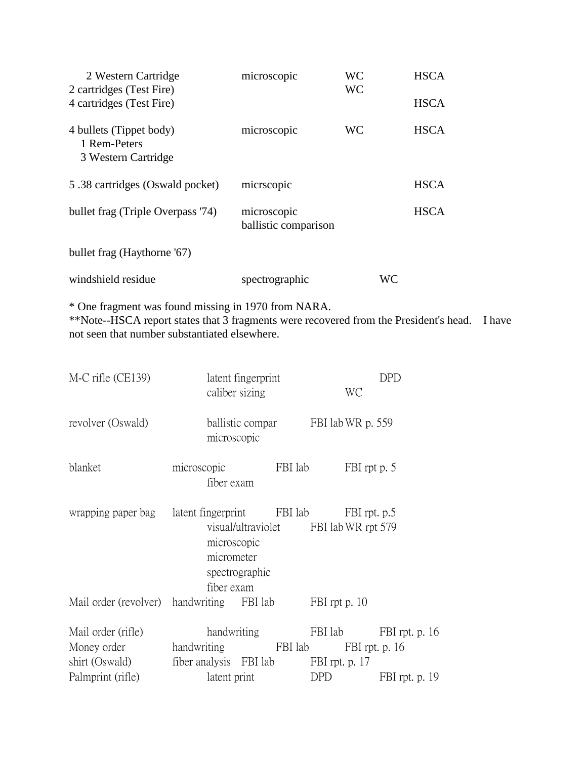| | | | | |
|---|---|---|---|---|
| 2 Western Cartridge | microscopic | WC | | HSCA |
| 2 cartridges (Test Fire) | | WC | | |
| 4 cartridges (Test Fire) | | | | HSCA |
| 4 bullets (Tippet body)<br>1 Rem-Peters<br>3 Western Cartridge | microscopic | WC | | HSCA |
| 5 .38 cartridges (Oswald pocket) | micrscopic | | | HSCA |
| bullet frag (Triple Overpass '74) | microscopic<br>ballistic comparison | | | HSCA |
| bullet frag (Haythorne '67) | | | | |
| windshield residue | spectrographic | | WC | |

* One fragment was found missing in 1970 from NARA.
**Note--HSCA report states that 3 fragments were recovered from the President's head. I have not seen that number substantiated elsewhere.

| | | | |
|---|---|---|---|
| M-C rifle (CE139) | latent fingerprint | DPD | |
| | caliber sizing | | WC |
| revolver (Oswald) | ballistic compar<br>microscopic | FBI lab | WR p. 559 |
| blanket | microscopic<br>fiber exam | FBI lab | FBI rpt p. 5 |
| wrapping paper bag | latent fingerprint | FBI lab | FBI rpt. p.5 |
| | visual/ultraviolet<br>microscopic<br>micrometer<br>spectrographic<br>fiber exam | FBI lab | WR rpt 579 |
| Mail order (revolver) | handwriting | FBI lab | FBI rpt p. 10 |
| Mail order (rifle) | handwriting | FBI lab | FBI rpt. p. 16 |
| Money order | handwriting | FBI lab | FBI rpt. p. 16 |
| shirt (Oswald) | fiber analysis | FBI lab | FBI rpt. p. 17 |
| Palmprint (rifle) | latent print | DPD | FBI rpt. p. 19 |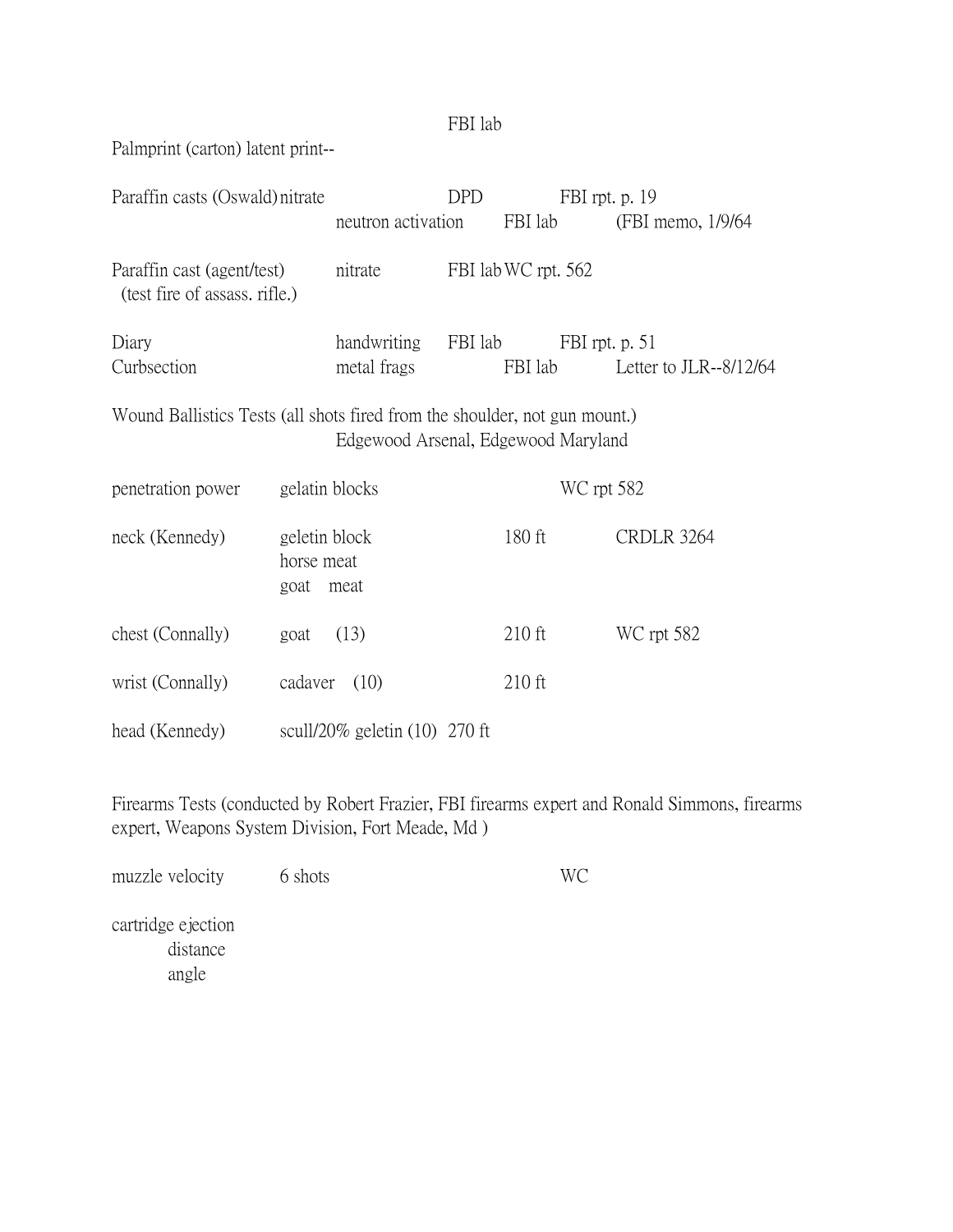FBI lab

| | | | | |
|---|---|---|---|---|
| Palmprint (carton) latent print-- | | | | |
| Paraffin casts (Oswald) | nitrate | DPD | FBI rpt. p. 19 | |
| | neutron activation | FBI lab | (FBI memo, 1/9/64 | |
| Paraffin cast (agent/test) (test fire of assass. rifle.) | nitrate | FBI lab | WC rpt. 562 | |
| Diary | handwriting | FBI lab | FBI rpt. p. 51 | |
| Curbsection | metal frags | FBI lab | Letter to JLR--8/12/64 | |

Wound Ballistics Tests (all shots fired from the shoulder, not gun mount.)
Edgewood Arsenal, Edgewood Maryland

| | | | |
|---|---|---|---|
| penetration power | gelatin blocks | | WC rpt 582 |
| neck (Kennedy) | geletin block<br>horse meat<br>goat meat | 180 ft | CRDLR 3264 |
| chest (Connally) | goat (13) | 210 ft | WC rpt 582 |
| wrist (Connally) | cadaver (10) | 210 ft | |
| head (Kennedy) | scull/20% geletin (10) | 270 ft | |

Firearms Tests (conducted by Robert Frazier, FBI firearms expert and Ronald Simmons, firearms expert, Weapons System Division, Fort Meade, Md )

| | | |
|---|---|---|
| muzzle velocity | 6 shots | WC |
| cartridge ejection<br>distance<br>angle | | |